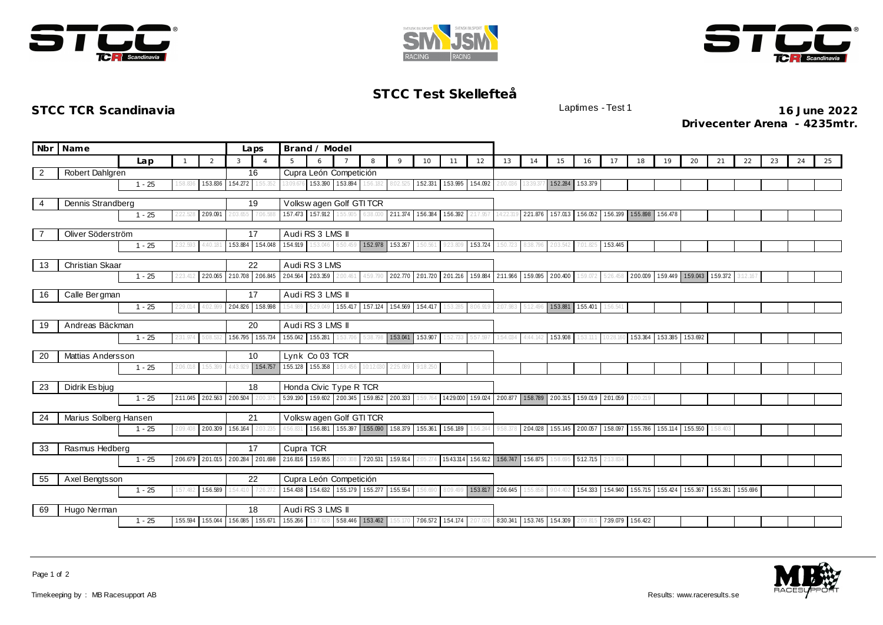# STCC Test Skellefteå

**STCC TCR Scandinavia**

Laptimes - Test 1

**16 June 2022**

**Drivecenter Arena - 4235mtr.**

| Nbr | Name | Laps | Brand / Model |
|---|---|---|---|
| 2 | Robert Dahlgren | 16 | Cupra León Competición |
| 4 | Dennis Strandberg | 19 | Volkswagen Golf GTI TCR |
| 7 | Oliver Söderström | 17 | Audi RS 3 LMS II |
| 13 | Christian Skaar | 22 | Audi RS 3 LMS |
| 16 | Calle Bergman | 17 | Audi RS 3 LMS II |
| 19 | Andreas Bäckman | 20 | Audi RS 3 LMS II |
| 20 | Mattias Andersson | 10 | Lynk Co 03 TCR |
| 23 | Didrik Esbjug | 18 | Honda Civic Type R TCR |
| 24 | Marius Solberg Hansen | 21 | Volkswagen Golf GTI TCR |
| 33 | Rasmus Hedberg | 17 | Cupra TCR |
| 55 | Axel Bengtsson | 22 | Cupra León Competición |
| 69 | Hugo Nerman | 18 | Audi RS 3 LMS II |

| Nbr | Lap | 1 | 2 | 3 | 4 | 5 | 6 | 7 | 8 | 9 | 10 | 11 | 12 | 13 | 14 | 15 | 16 | 17 | 18 | 19 | 20 | 21 | 22 | 23 | 24 | 25 |
|---|---|---|---|---|---|---|---|---|---|---|---|---|---|---|---|---|---|---|---|---|---|---|---|---|---|---|
| 2 | 1 - 25 | 1:58.836 | 1:53.836 | 1:54.272 | 1:55.352 | 13:09.676 | 1:53.390 | 1:53.894 | 1:56.182 | 8:02.525 | 1:52.331 | 1:53.995 | 1:54.092 | 2:00.036 | 13:39.377 | 1:52.284 | 1:53.379 | | | | | | | | | |
| 4 | 1 - 25 | 2:22.528 | 2:09.091 | 2:03.655 | 7:06.588 | 1:57.473 | 1:57.912 | 1:55.905 | 6:38.000 | 2:11.374 | 1:56.384 | 1:56.392 | 2:17.957 | 14:22.319 | 2:21.876 | 1:57.013 | 1:56.052 | 1:56.199 | 1:55.898 | 1:56.478 | | | | | | |
| 7 | 1 - 25 | 2:32.593 | 4:40.181 | 1:53.884 | 1:54.048 | 1:54.919 | 1:53.046 | 6:50.459 | 1:52.978 | 1:53.267 | 1:50.561 | 9:23.800 | 1:53.724 | 1:50.723 | 8:38.796 | 2:03.542 | 7:01.825 | 1:53.445 | | | | | | | | |
| 13 | 1 - 25 | 2:23.412 | 2:20.065 | 2:10.708 | 2:06.845 | 2:04.564 | 2:03.359 | 2:00.461 | 4:59.790 | 2:02.770 | 2:01.720 | 2:01.216 | 1:59.884 | 2:11.966 | 1:59.095 | 2:00.400 | 1:59.072 | 5:26.458 | 2:00.009 | 1:59.449 | 1:59.043 | 1:59.372 | 3:12.167 | | | |
| 16 | 1 - 25 | 2:29.014 | 4:02.999 | 2:04.826 | 1:58.998 | 1:54.989 | 5:29.049 | 1:55.417 | 1:57.124 | 1:54.569 | 1:54.417 | 1:53.285 | 8:06.919 | 2:07.983 | 5:12.496 | 1:53.881 | 1:55.401 | 1:56.541 | | | | | | | | |
| 19 | 1 - 25 | 2:31.974 | 5:08.532 | 1:56.795 | 1:55.734 | 1:55.042 | 1:55.281 | 1:53.706 | 5:38.798 | 1:53.041 | 1:53.907 | 1:52.733 | 5:57.597 | 1:54.034 | 4:44.142 | 1:53.908 | 1:53.111 | 10:28.160 | 1:53.364 | 1:53.385 | 1:53.692 | | | | | |
| 20 | 1 - 25 | 2:06.018 | 1:55.399 | 4:43.929 | 1:54.757 | 1:55.128 | 1:55.358 | 1:59.456 | 10:12.030 | 2:25.089 | 9:18.250 | | | | | | | | | | | | | | | |
| 23 | 1 - 25 | 2:11.045 | 2:02.563 | 2:00.504 | 2:00.375 | 5:39.190 | 1:59.602 | 2:00.345 | 1:59.852 | 2:00.333 | 1:59.764 | 14:29.000 | 1:59.024 | 2:00.877 | 1:58.789 | 2:00.315 | 1:59.019 | 2:01.059 | 2:00.219 | | | | | | | |
| 24 | 1 - 25 | 2:09.408 | 2:00.309 | 1:56.164 | 2:03.235 | 4:56.831 | 1:56.881 | 1:55.397 | 1:55.090 | 1:58.379 | 1:55.361 | 1:56.189 | 1:56.244 | 9:58.378 | 2:04.028 | 1:55.145 | 2:00.057 | 1:58.097 | 1:55.786 | 1:55.114 | 1:55.550 | 1:58.403 | | | | |
| 33 | 1 - 25 | 2:06.679 | 2:01.015 | 2:00.284 | 2:01.698 | 2:16.816 | 1:59.955 | 2:00.308 | 7:20.531 | 1:59.914 | 2:05.274 | 15:43.314 | 1:56.912 | 1:56.747 | 1:56.875 | 1:58.695 | 5:12.715 | 2:13.834 | | | | | | | | |
| 55 | 1 - 25 | 1:57.482 | 1:56.589 | 1:54.410 | 7:26.272 | 1:54.438 | 1:54.632 | 1:55.179 | 1:55.277 | 1:55.554 | 1:56.690 | 8:09.499 | 1:53.817 | 2:06.645 | 1:55.858 | 9:04.402 | 1:54.333 | 1:54.940 | 1:55.715 | 1:55.424 | 1:55.367 | 1:55.281 | 1:55.696 | | | |
| 69 | 1 - 25 | 1:55.594 | 1:55.044 | 1:56.085 | 1:55.671 | 1:55.266 | 1:57.628 | 5:58.446 | 1:53.462 | 1:55.170 | 7:06.572 | 1:54.174 | 2:07.026 | 8:30.341 | 1:53.745 | 1:54.309 | 2:09.815 | 7:39.079 | 1:56.422 | | | | | | | |

Timekeeping by : MB Racesupport AB

Results: www.raceresults.se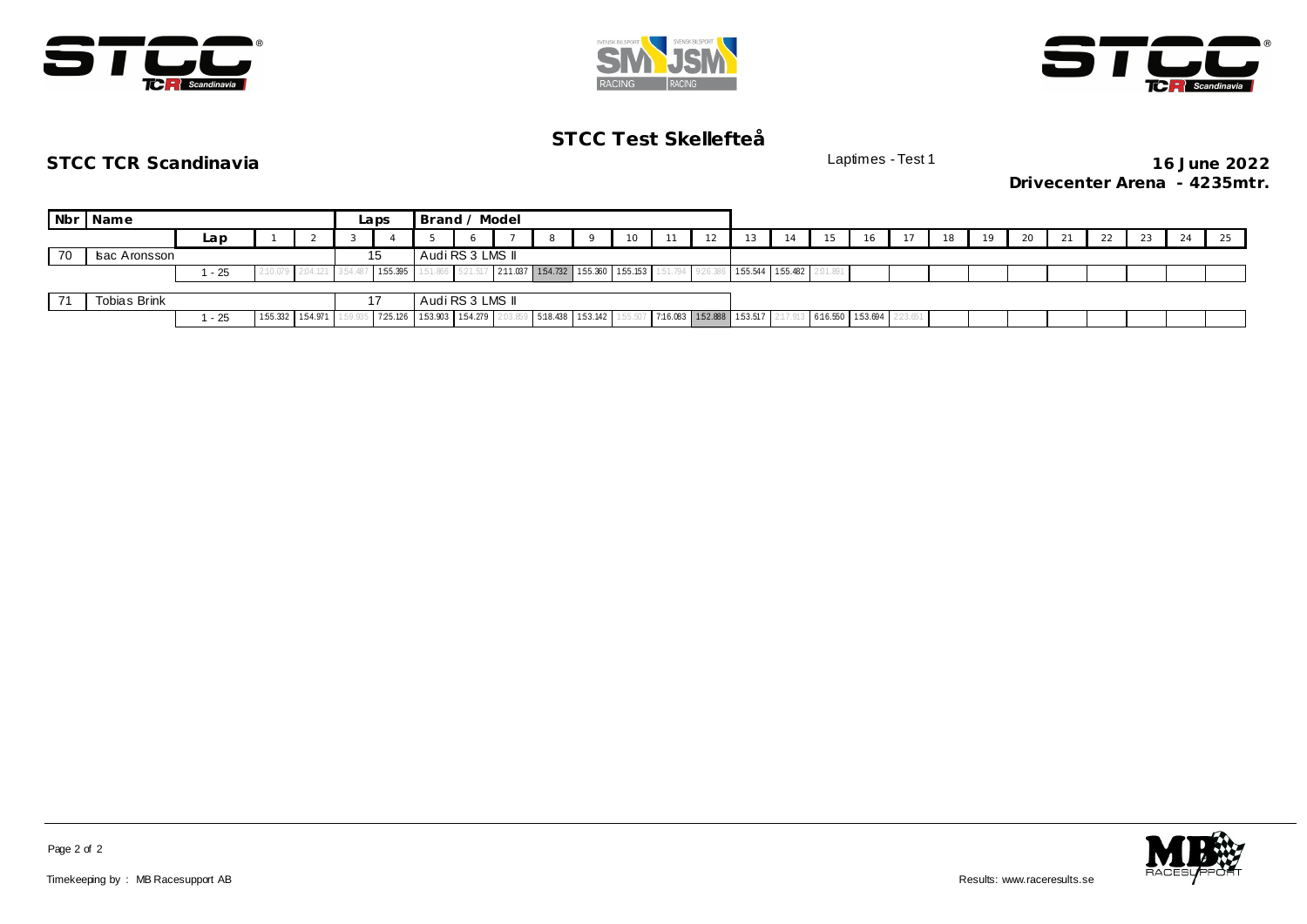## STCC Test Skellefteå

**STCC TCR Scandinavia**

Laptimes - Test 1

**16 June 2022**

**Drivecenter Arena - 4235mtr.**

| Nbr | Name | | | | Laps | | Brand / Model | | | | | | | | | | | | | | | | | | | | | |
|---|---|---|---|---|---|---|---|---|---|---|---|---|---|---|---|---|---|---|---|---|---|---|---|---|---|---|---|---|
| | | Lap | 1 | 2 | 3 | 4 | 5 | 6 | 7 | 8 | 9 | 10 | 11 | 12 | 13 | 14 | 15 | 16 | 17 | 18 | 19 | 20 | 21 | 22 | 23 | 24 | 25 | |
| 70 | Isac Aronsson | | | | 15 | | Audi RS 3 LMS II | | | | | | | | | | | | | | | | | | | | | |
| | | 1 - 25 | 2:10.079 | 2:04.121 | 3:54.487 | 1:55.395 | 1:51.866 | 5:21.517 | 2:11.037 | 1:54.732 | 1:55.360 | 1:55.153 | 1:51.794 | 9:26.386 | 1:55.544 | 1:55.482 | 2:01.891 | | | | | | | | | | | |
| 71 | Tobias Brink | | | | 17 | | Audi RS 3 LMS II | | | | | | | | | | | | | | | | | | | | | |
| | | 1 - 25 | 1:55.332 | 1:54.971 | 1:59.935 | 7:25.126 | 1:53.903 | 1:54.279 | 2:03.859 | 5:18.438 | 1:53.142 | 1:55.507 | 7:16.083 | 1:52.888 | 1:53.517 | 2:17.813 | 6:16.550 | 1:53.694 | 2:23.651 | | | | | | | | | |

Timekeeping by : MB Racesupport AB

Results: www.raceresults.se